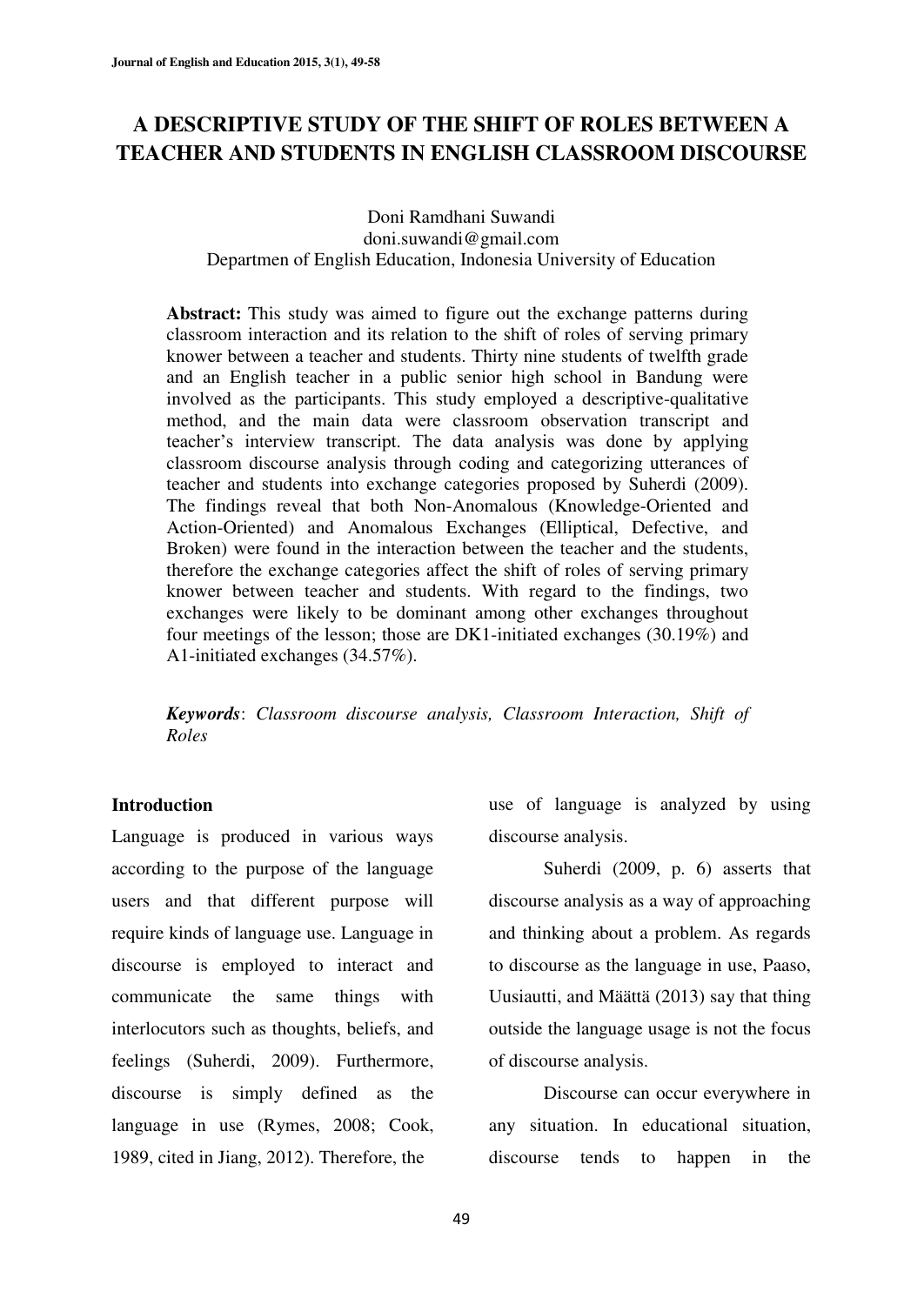# A DESCRIPTIVE STUDY OF THE SHIFT OF ROLES BETWEEN A TEACHER AND STUDENTS IN ENGLISH CLASSROOM DISCOURSE

Doni Ramdhani Suwandi
doni.suwandi@gmail.com
Departmen of English Education, Indonesia University of Education

**Abstract:** This study was aimed to figure out the exchange patterns during classroom interaction and its relation to the shift of roles of serving primary knower between a teacher and students. Thirty nine students of twelfth grade and an English teacher in a public senior high school in Bandung were involved as the participants. This study employed a descriptive-qualitative method, and the main data were classroom observation transcript and teacher's interview transcript. The data analysis was done by applying classroom discourse analysis through coding and categorizing utterances of teacher and students into exchange categories proposed by Suherdi (2009). The findings reveal that both Non-Anomalous (Knowledge-Oriented and Action-Oriented) and Anomalous Exchanges (Elliptical, Defective, and Broken) were found in the interaction between the teacher and the students, therefore the exchange categories affect the shift of roles of serving primary knower between teacher and students. With regard to the findings, two exchanges were likely to be dominant among other exchanges throughout four meetings of the lesson; those are DK1-initiated exchanges (30.19%) and A1-initiated exchanges (34.57%).

***Keywords***: *Classroom discourse analysis, Classroom Interaction, Shift of Roles*

## Introduction

Language is produced in various ways according to the purpose of the language users and that different purpose will require kinds of language use. Language in discourse is employed to interact and communicate the same things with interlocutors such as thoughts, beliefs, and feelings (Suherdi, 2009). Furthermore, discourse is simply defined as the language in use (Rymes, 2008; Cook, 1989, cited in Jiang, 2012). Therefore, the use of language is analyzed by using discourse analysis.

Suherdi (2009, p. 6) asserts that discourse analysis as a way of approaching and thinking about a problem. As regards to discourse as the language in use, Paaso, Uusiautti, and Määttä (2013) say that thing outside the language usage is not the focus of discourse analysis.

Discourse can occur everywhere in any situation. In educational situation, discourse tends to happen in the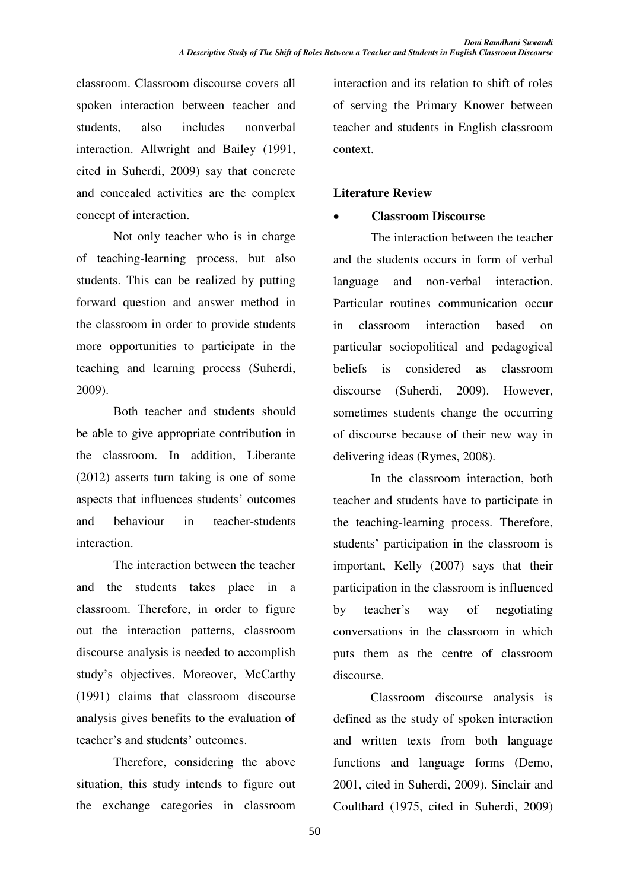classroom. Classroom discourse covers all spoken interaction between teacher and students, also includes nonverbal interaction. Allwright and Bailey (1991, cited in Suherdi, 2009) say that concrete and concealed activities are the complex concept of interaction.

Not only teacher who is in charge of teaching-learning process, but also students. This can be realized by putting forward question and answer method in the classroom in order to provide students more opportunities to participate in the teaching and learning process (Suherdi, 2009).

Both teacher and students should be able to give appropriate contribution in the classroom. In addition, Liberante (2012) asserts turn taking is one of some aspects that influences students' outcomes and behaviour in teacher-students interaction.

The interaction between the teacher and the students takes place in a classroom. Therefore, in order to figure out the interaction patterns, classroom discourse analysis is needed to accomplish study's objectives. Moreover, McCarthy (1991) claims that classroom discourse analysis gives benefits to the evaluation of teacher's and students' outcomes.

Therefore, considering the above situation, this study intends to figure out the exchange categories in classroom interaction and its relation to shift of roles of serving the Primary Knower between teacher and students in English classroom context.

## Literature Review

- **Classroom Discourse**

The interaction between the teacher and the students occurs in form of verbal language and non-verbal interaction. Particular routines communication occur in classroom interaction based on particular sociopolitical and pedagogical beliefs is considered as classroom discourse (Suherdi, 2009). However, sometimes students change the occurring of discourse because of their new way in delivering ideas (Rymes, 2008).

In the classroom interaction, both teacher and students have to participate in the teaching-learning process. Therefore, students' participation in the classroom is important, Kelly (2007) says that their participation in the classroom is influenced by teacher's way of negotiating conversations in the classroom in which puts them as the centre of classroom discourse.

Classroom discourse analysis is defined as the study of spoken interaction and written texts from both language functions and language forms (Demo, 2001, cited in Suherdi, 2009). Sinclair and Coulthard (1975, cited in Suherdi, 2009)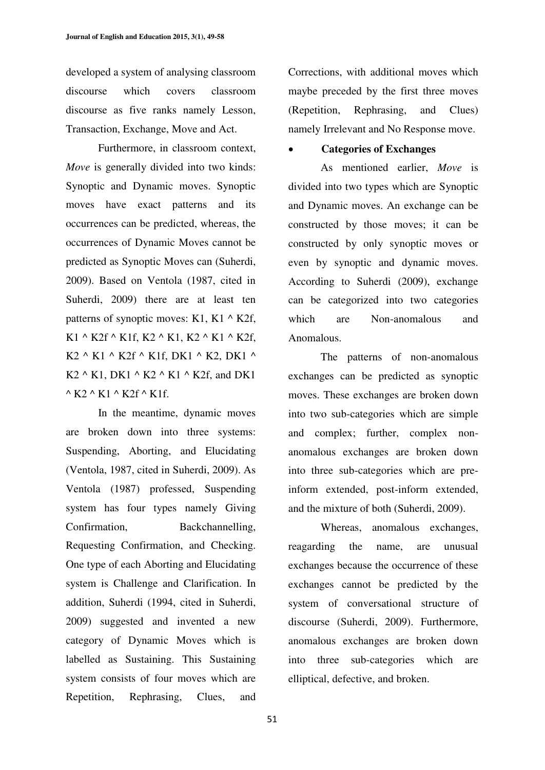developed a system of analysing classroom discourse which covers classroom discourse as five ranks namely Lesson, Transaction, Exchange, Move and Act.

Furthermore, in classroom context, *Move* is generally divided into two kinds: Synoptic and Dynamic moves. Synoptic moves have exact patterns and its occurrences can be predicted, whereas, the occurrences of Dynamic Moves cannot be predicted as Synoptic Moves can (Suherdi, 2009). Based on Ventola (1987, cited in Suherdi, 2009) there are at least ten patterns of synoptic moves: K1, K1 ^ K2f, K1 ^ K2f ^ K1f, K2 ^ K1, K2 ^ K1 ^ K2f, K2 ^ K1 ^ K2f ^ K1f, DK1 ^ K2, DK1 ^ K2 ^ K1, DK1 ^ K2 ^ K1 ^ K2f, and DK1 ^ K2 ^ K1 ^ K2f ^ K1f.

In the meantime, dynamic moves are broken down into three systems: Suspending, Aborting, and Elucidating (Ventola, 1987, cited in Suherdi, 2009). As Ventola (1987) professed, Suspending system has four types namely Giving Confirmation, Backchannelling, Requesting Confirmation, and Checking. One type of each Aborting and Elucidating system is Challenge and Clarification. In addition, Suherdi (1994, cited in Suherdi, 2009) suggested and invented a new category of Dynamic Moves which is labelled as Sustaining. This Sustaining system consists of four moves which are Repetition, Rephrasing, Clues, and Corrections, with additional moves which maybe preceded by the first three moves (Repetition, Rephrasing, and Clues) namely Irrelevant and No Response move.

- **Categories of Exchanges**

As mentioned earlier, *Move* is divided into two types which are Synoptic and Dynamic moves. An exchange can be constructed by those moves; it can be constructed by only synoptic moves or even by synoptic and dynamic moves. According to Suherdi (2009), exchange can be categorized into two categories which are Non-anomalous and Anomalous.

The patterns of non-anomalous exchanges can be predicted as synoptic moves. These exchanges are broken down into two sub-categories which are simple and complex; further, complex non-anomalous exchanges are broken down into three sub-categories which are pre-inform extended, post-inform extended, and the mixture of both (Suherdi, 2009).

Whereas, anomalous exchanges, reagarding the name, are unusual exchanges because the occurrence of these exchanges cannot be predicted by the system of conversational structure of discourse (Suherdi, 2009). Furthermore, anomalous exchanges are broken down into three sub-categories which are elliptical, defective, and broken.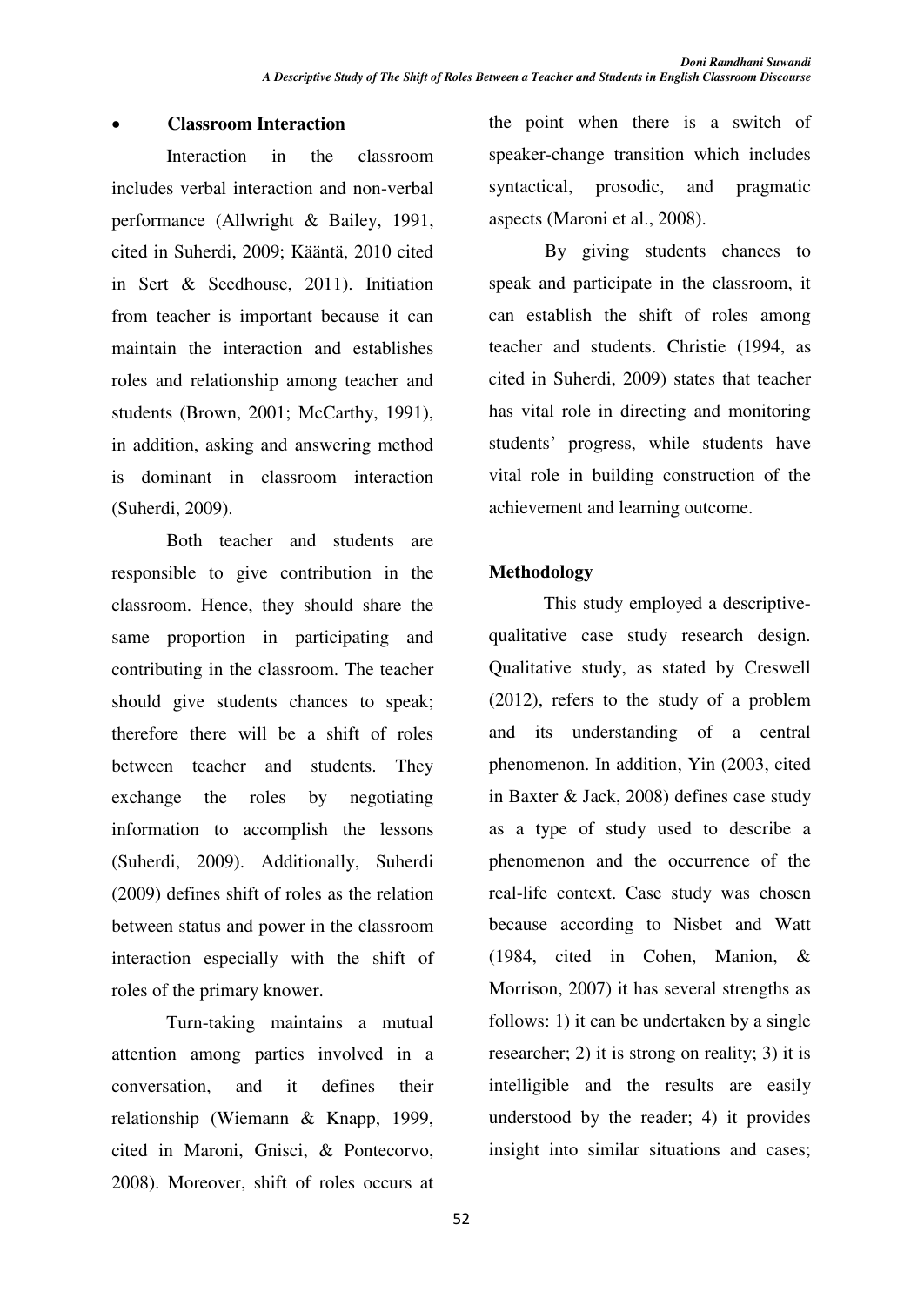- **Classroom Interaction**

Interaction in the classroom includes verbal interaction and non-verbal performance (Allwright & Bailey, 1991, cited in Suherdi, 2009; Kääntä, 2010 cited in Sert & Seedhouse, 2011). Initiation from teacher is important because it can maintain the interaction and establishes roles and relationship among teacher and students (Brown, 2001; McCarthy, 1991), in addition, asking and answering method is dominant in classroom interaction (Suherdi, 2009).

Both teacher and students are responsible to give contribution in the classroom. Hence, they should share the same proportion in participating and contributing in the classroom. The teacher should give students chances to speak; therefore there will be a shift of roles between teacher and students. They exchange the roles by negotiating information to accomplish the lessons (Suherdi, 2009). Additionally, Suherdi (2009) defines shift of roles as the relation between status and power in the classroom interaction especially with the shift of roles of the primary knower.

Turn-taking maintains a mutual attention among parties involved in a conversation, and it defines their relationship (Wiemann & Knapp, 1999, cited in Maroni, Gnisci, & Pontecorvo, 2008). Moreover, shift of roles occurs at the point when there is a switch of speaker-change transition which includes syntactical, prosodic, and pragmatic aspects (Maroni et al., 2008).

By giving students chances to speak and participate in the classroom, it can establish the shift of roles among teacher and students. Christie (1994, as cited in Suherdi, 2009) states that teacher has vital role in directing and monitoring students' progress, while students have vital role in building construction of the achievement and learning outcome.

## Methodology

This study employed a descriptive-qualitative case study research design. Qualitative study, as stated by Creswell (2012), refers to the study of a problem and its understanding of a central phenomenon. In addition, Yin (2003, cited in Baxter & Jack, 2008) defines case study as a type of study used to describe a phenomenon and the occurrence of the real-life context. Case study was chosen because according to Nisbet and Watt (1984, cited in Cohen, Manion, & Morrison, 2007) it has several strengths as follows: 1) it can be undertaken by a single researcher; 2) it is strong on reality; 3) it is intelligible and the results are easily understood by the reader; 4) it provides insight into similar situations and cases;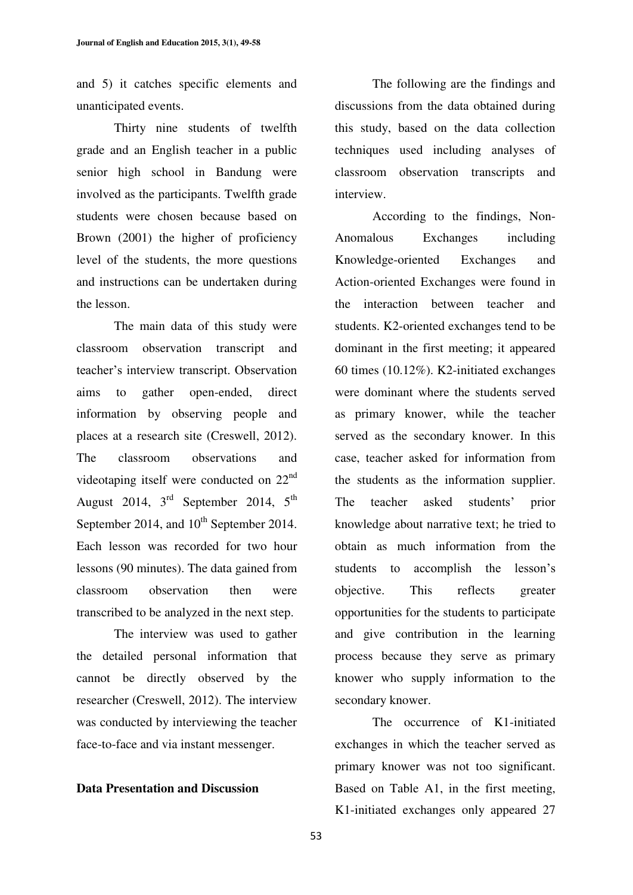and 5) it catches specific elements and unanticipated events.

Thirty nine students of twelfth grade and an English teacher in a public senior high school in Bandung were involved as the participants. Twelfth grade students were chosen because based on Brown (2001) the higher of proficiency level of the students, the more questions and instructions can be undertaken during the lesson.

The main data of this study were classroom observation transcript and teacher's interview transcript. Observation aims to gather open-ended, direct information by observing people and places at a research site (Creswell, 2012). The classroom observations and videotaping itself were conducted on 22[nd] August 2014, 3[rd] September 2014, 5[th] September 2014, and 10[th] September 2014. Each lesson was recorded for two hour lessons (90 minutes). The data gained from classroom observation then were transcribed to be analyzed in the next step.

The interview was used to gather the detailed personal information that cannot be directly observed by the researcher (Creswell, 2012). The interview was conducted by interviewing the teacher face-to-face and via instant messenger.

## Data Presentation and Discussion

The following are the findings and discussions from the data obtained during this study, based on the data collection techniques used including analyses of classroom observation transcripts and interview.

According to the findings, Non-Anomalous Exchanges including Knowledge-oriented Exchanges and Action-oriented Exchanges were found in the interaction between teacher and students. K2-oriented exchanges tend to be dominant in the first meeting; it appeared 60 times (10.12%). K2-initiated exchanges were dominant where the students served as primary knower, while the teacher served as the secondary knower. In this case, teacher asked for information from the students as the information supplier. The teacher asked students' prior knowledge about narrative text; he tried to obtain as much information from the students to accomplish the lesson's objective. This reflects greater opportunities for the students to participate and give contribution in the learning process because they serve as primary knower who supply information to the secondary knower.

The occurrence of K1-initiated exchanges in which the teacher served as primary knower was not too significant. Based on Table A1, in the first meeting, K1-initiated exchanges only appeared 27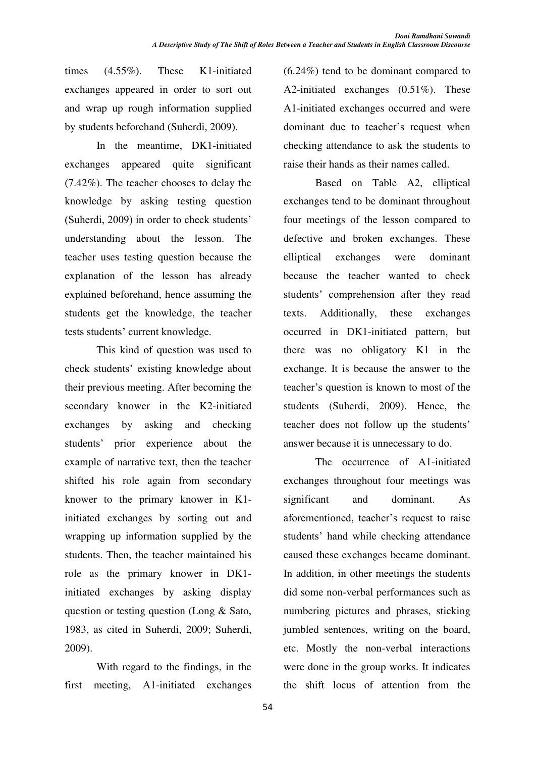times (4.55%). These K1-initiated exchanges appeared in order to sort out and wrap up rough information supplied by students beforehand (Suherdi, 2009).

In the meantime, DK1-initiated exchanges appeared quite significant (7.42%). The teacher chooses to delay the knowledge by asking testing question (Suherdi, 2009) in order to check students' understanding about the lesson. The teacher uses testing question because the explanation of the lesson has already explained beforehand, hence assuming the students get the knowledge, the teacher tests students' current knowledge.

This kind of question was used to check students' existing knowledge about their previous meeting. After becoming the secondary knower in the K2-initiated exchanges by asking and checking students' prior experience about the example of narrative text, then the teacher shifted his role again from secondary knower to the primary knower in K1-initiated exchanges by sorting out and wrapping up information supplied by the students. Then, the teacher maintained his role as the primary knower in DK1-initiated exchanges by asking display question or testing question (Long & Sato, 1983, as cited in Suherdi, 2009; Suherdi, 2009).

With regard to the findings, in the first meeting, A1-initiated exchanges (6.24%) tend to be dominant compared to A2-initiated exchanges (0.51%). These A1-initiated exchanges occurred and were dominant due to teacher's request when checking attendance to ask the students to raise their hands as their names called.

Based on Table A2, elliptical exchanges tend to be dominant throughout four meetings of the lesson compared to defective and broken exchanges. These elliptical exchanges were dominant because the teacher wanted to check students' comprehension after they read texts. Additionally, these exchanges occurred in DK1-initiated pattern, but there was no obligatory K1 in the exchange. It is because the answer to the teacher's question is known to most of the students (Suherdi, 2009). Hence, the teacher does not follow up the students' answer because it is unnecessary to do.

The occurrence of A1-initiated exchanges throughout four meetings was significant and dominant. As aforementioned, teacher's request to raise students' hand while checking attendance caused these exchanges became dominant. In addition, in other meetings the students did some non-verbal performances such as numbering pictures and phrases, sticking jumbled sentences, writing on the board, etc. Mostly the non-verbal interactions were done in the group works. It indicates the shift locus of attention from the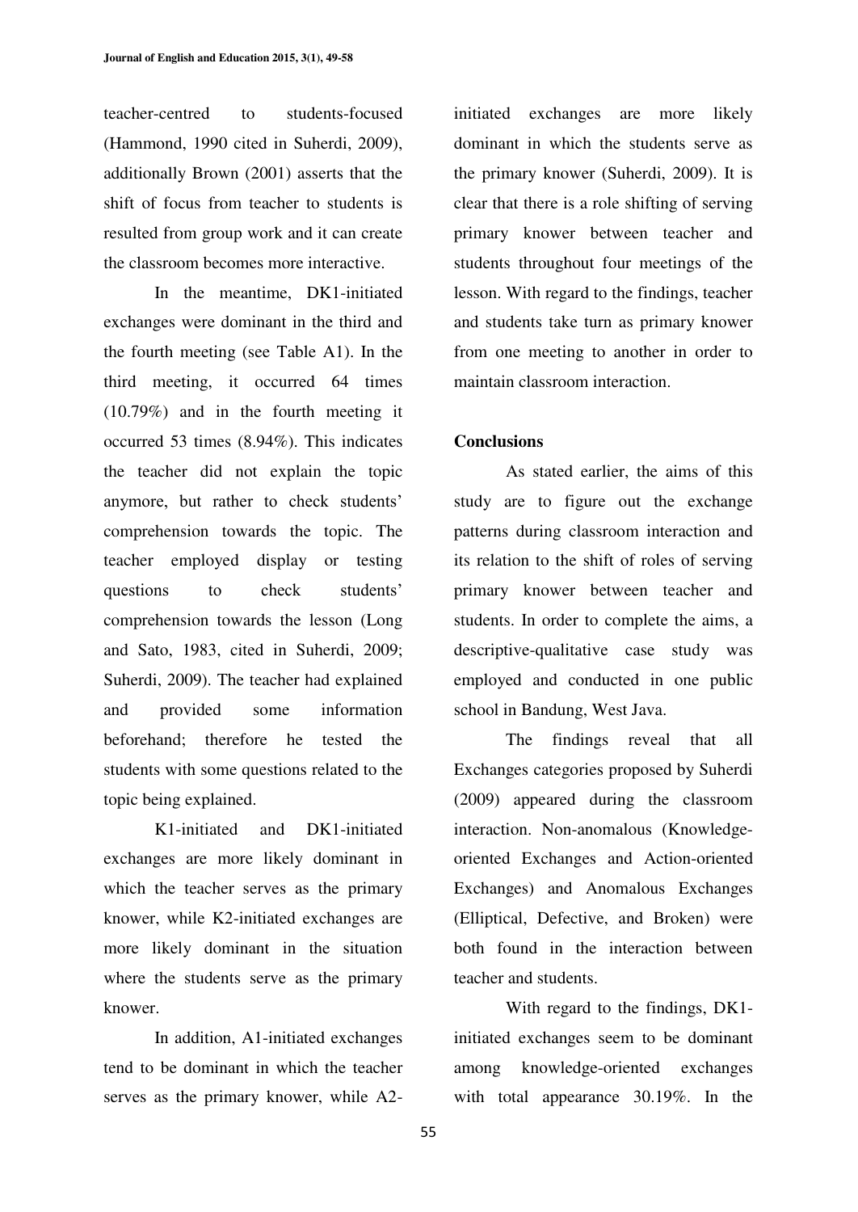teacher-centred to students-focused (Hammond, 1990 cited in Suherdi, 2009), additionally Brown (2001) asserts that the shift of focus from teacher to students is resulted from group work and it can create the classroom becomes more interactive.

In the meantime, DK1-initiated exchanges were dominant in the third and the fourth meeting (see Table A1). In the third meeting, it occurred 64 times (10.79%) and in the fourth meeting it occurred 53 times (8.94%). This indicates the teacher did not explain the topic anymore, but rather to check students' comprehension towards the topic. The teacher employed display or testing questions to check students' comprehension towards the lesson (Long and Sato, 1983, cited in Suherdi, 2009; Suherdi, 2009). The teacher had explained and provided some information beforehand; therefore he tested the students with some questions related to the topic being explained.

K1-initiated and DK1-initiated exchanges are more likely dominant in which the teacher serves as the primary knower, while K2-initiated exchanges are more likely dominant in the situation where the students serve as the primary knower.

In addition, A1-initiated exchanges tend to be dominant in which the teacher serves as the primary knower, while A2-initiated exchanges are more likely dominant in which the students serve as the primary knower (Suherdi, 2009). It is clear that there is a role shifting of serving primary knower between teacher and students throughout four meetings of the lesson. With regard to the findings, teacher and students take turn as primary knower from one meeting to another in order to maintain classroom interaction.

## Conclusions

As stated earlier, the aims of this study are to figure out the exchange patterns during classroom interaction and its relation to the shift of roles of serving primary knower between teacher and students. In order to complete the aims, a descriptive-qualitative case study was employed and conducted in one public school in Bandung, West Java.

The findings reveal that all Exchanges categories proposed by Suherdi (2009) appeared during the classroom interaction. Non-anomalous (Knowledge-oriented Exchanges and Action-oriented Exchanges) and Anomalous Exchanges (Elliptical, Defective, and Broken) were both found in the interaction between teacher and students.

With regard to the findings, DK1-initiated exchanges seem to be dominant among knowledge-oriented exchanges with total appearance 30.19%. In the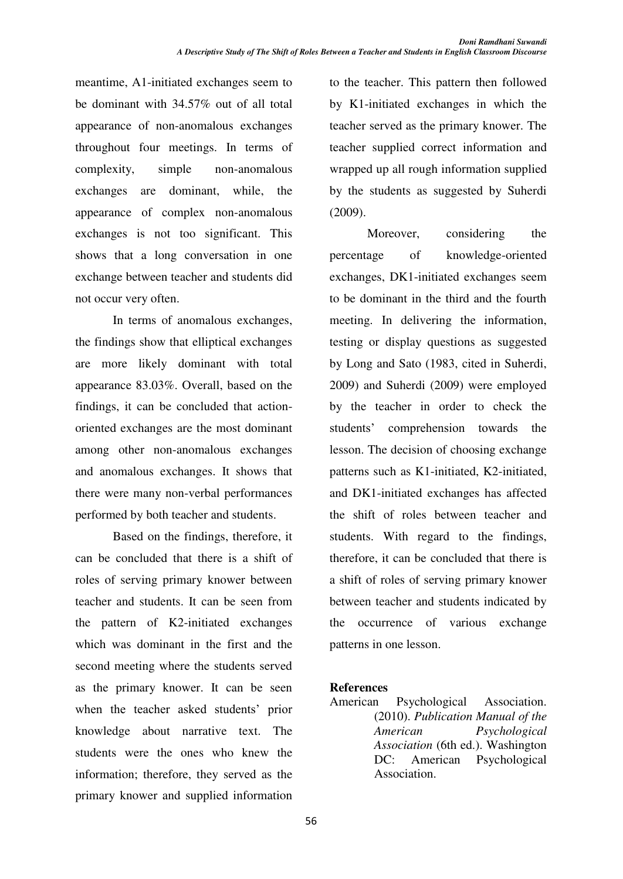meantime, A1-initiated exchanges seem to be dominant with 34.57% out of all total appearance of non-anomalous exchanges throughout four meetings. In terms of complexity, simple non-anomalous exchanges are dominant, while, the appearance of complex non-anomalous exchanges is not too significant. This shows that a long conversation in one exchange between teacher and students did not occur very often.

In terms of anomalous exchanges, the findings show that elliptical exchanges are more likely dominant with total appearance 83.03%. Overall, based on the findings, it can be concluded that action-oriented exchanges are the most dominant among other non-anomalous exchanges and anomalous exchanges. It shows that there were many non-verbal performances performed by both teacher and students.

Based on the findings, therefore, it can be concluded that there is a shift of roles of serving primary knower between teacher and students. It can be seen from the pattern of K2-initiated exchanges which was dominant in the first and the second meeting where the students served as the primary knower. It can be seen when the teacher asked students' prior knowledge about narrative text. The students were the ones who knew the information; therefore, they served as the primary knower and supplied information to the teacher. This pattern then followed by K1-initiated exchanges in which the teacher served as the primary knower. The teacher supplied correct information and wrapped up all rough information supplied by the students as suggested by Suherdi (2009).

Moreover, considering the percentage of knowledge-oriented exchanges, DK1-initiated exchanges seem to be dominant in the third and the fourth meeting. In delivering the information, testing or display questions as suggested by Long and Sato (1983, cited in Suherdi, 2009) and Suherdi (2009) were employed by the teacher in order to check the students' comprehension towards the lesson. The decision of choosing exchange patterns such as K1-initiated, K2-initiated, and DK1-initiated exchanges has affected the shift of roles between teacher and students. With regard to the findings, therefore, it can be concluded that there is a shift of roles of serving primary knower between teacher and students indicated by the occurrence of various exchange patterns in one lesson.

## References

American Psychological Association. (2010). *Publication Manual of the American Psychological Association* (6th ed.). Washington DC: American Psychological Association.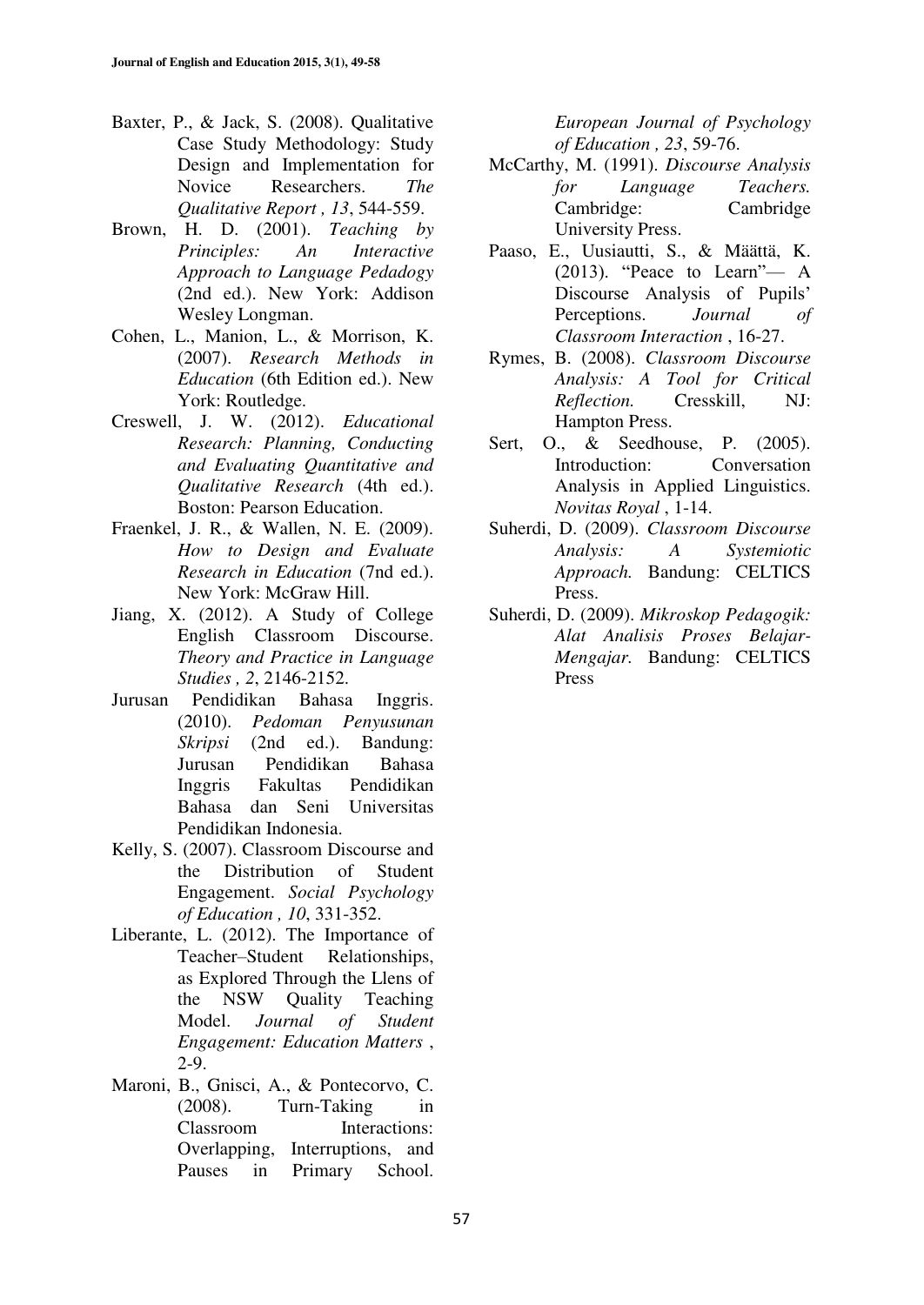Baxter, P., & Jack, S. (2008). Qualitative Case Study Methodology: Study Design and Implementation for Novice Researchers. *The Qualitative Report , 13*, 544-559.

Brown, H. D. (2001). *Teaching by Principles: An Interactive Approach to Language Pedadogy* (2nd ed.). New York: Addison Wesley Longman.

Cohen, L., Manion, L., & Morrison, K. (2007). *Research Methods in Education* (6th Edition ed.). New York: Routledge.

Creswell, J. W. (2012). *Educational Research: Planning, Conducting and Evaluating Quantitative and Qualitative Research* (4th ed.). Boston: Pearson Education.

Fraenkel, J. R., & Wallen, N. E. (2009). *How to Design and Evaluate Research in Education* (7nd ed.). New York: McGraw Hill.

Jiang, X. (2012). A Study of College English Classroom Discourse. *Theory and Practice in Language Studies , 2*, 2146-2152.

Jurusan Pendidikan Bahasa Inggris. (2010). *Pedoman Penyusunan Skripsi* (2nd ed.). Bandung: Jurusan Pendidikan Bahasa Inggris Fakultas Pendidikan Bahasa dan Seni Universitas Pendidikan Indonesia.

Kelly, S. (2007). Classroom Discourse and the Distribution of Student Engagement. *Social Psychology of Education , 10*, 331-352.

Liberante, L. (2012). The Importance of Teacher–Student Relationships, as Explored Through the Llens of the NSW Quality Teaching Model. *Journal of Student Engagement: Education Matters* , 2-9.

Maroni, B., Gnisci, A., & Pontecorvo, C. (2008). Turn-Taking in Classroom Interactions: Overlapping, Interruptions, and Pauses in Primary School. *European Journal of Psychology of Education , 23*, 59-76.

McCarthy, M. (1991). *Discourse Analysis for Language Teachers.* Cambridge: Cambridge University Press.

Paaso, E., Uusiautti, S., & Määttä, K. (2013). "Peace to Learn"— A Discourse Analysis of Pupils' Perceptions. *Journal of Classroom Interaction* , 16-27.

Rymes, B. (2008). *Classroom Discourse Analysis: A Tool for Critical Reflection.* Cresskill, NJ: Hampton Press.

Sert, O., & Seedhouse, P. (2005). Introduction: Conversation Analysis in Applied Linguistics. *Novitas Royal* , 1-14.

Suherdi, D. (2009). *Classroom Discourse Analysis: A Systemiotic Approach.* Bandung: CELTICS Press.

Suherdi, D. (2009). *Mikroskop Pedagogik: Alat Analisis Proses Belajar-Mengajar.* Bandung: CELTICS Press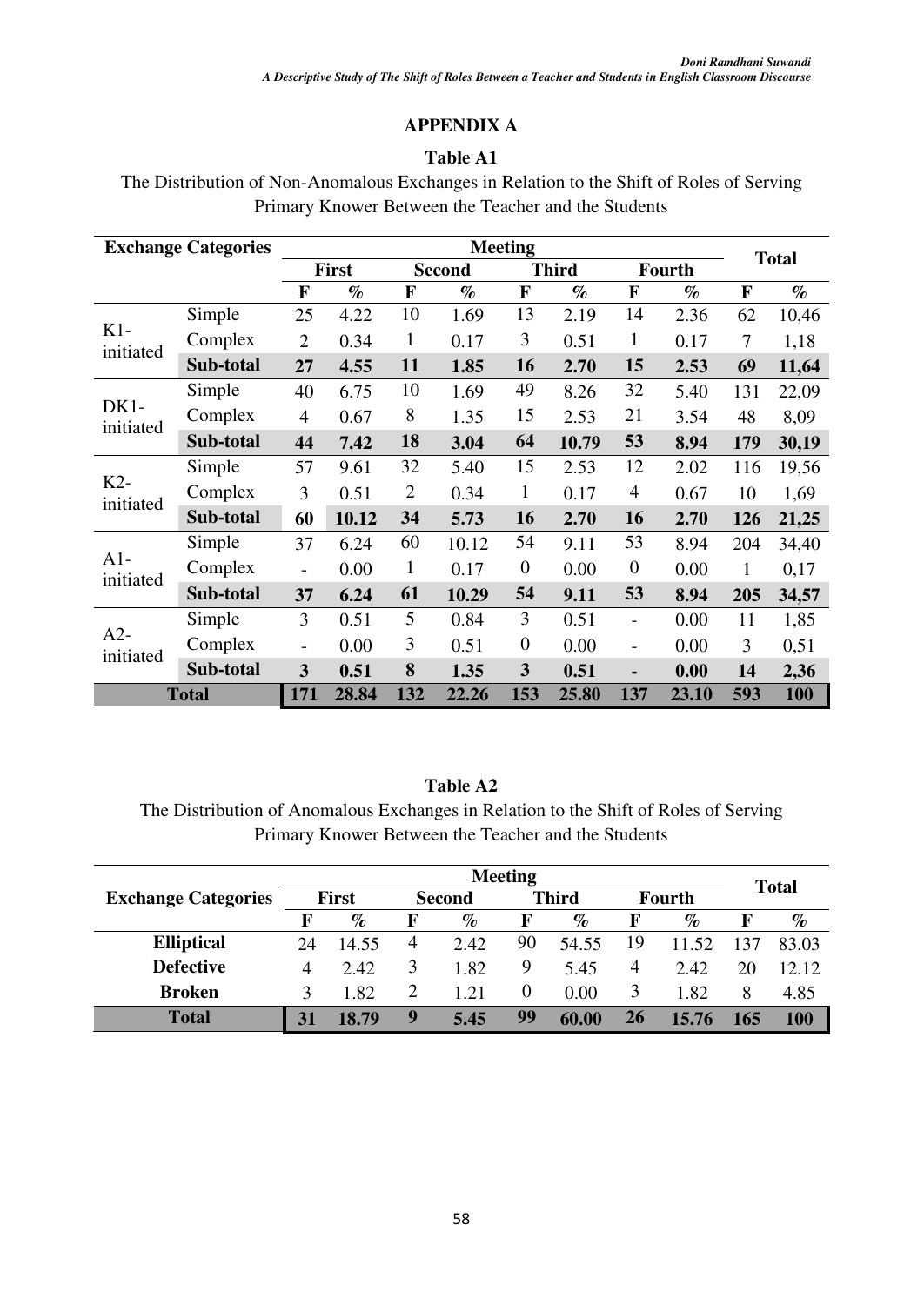## APPENDIX A

### Table A1

The Distribution of Non-Anomalous Exchanges in Relation to the Shift of Roles of Serving Primary Knower Between the Teacher and the Students

| Exchange Categories | | Meeting | | | | | | | | Total | |
|---|---|---|---|---|---|---|---|---|---|---|---|
| | | First | | Second | | Third | | Fourth | | | |
| | | F | % | F | % | F | % | F | % | F | % |
| K1-initiated | Simple | 25 | 4.22 | 10 | 1.69 | 13 | 2.19 | 14 | 2.36 | 62 | 10,46 |
| | Complex | 2 | 0.34 | 1 | 0.17 | 3 | 0.51 | 1 | 0.17 | 7 | 1,18 |
| | **Sub-total** | **27** | **4.55** | **11** | **1.85** | **16** | **2.70** | **15** | **2.53** | **69** | **11,64** |
| DK1-initiated | Simple | 40 | 6.75 | 10 | 1.69 | 49 | 8.26 | 32 | 5.40 | 131 | 22,09 |
| | Complex | 4 | 0.67 | 8 | 1.35 | 15 | 2.53 | 21 | 3.54 | 48 | 8,09 |
| | **Sub-total** | **44** | **7.42** | **18** | **3.04** | **64** | **10.79** | **53** | **8.94** | **179** | **30,19** |
| K2-initiated | Simple | 57 | 9.61 | 32 | 5.40 | 15 | 2.53 | 12 | 2.02 | 116 | 19,56 |
| | Complex | 3 | 0.51 | 2 | 0.34 | 1 | 0.17 | 4 | 0.67 | 10 | 1,69 |
| | **Sub-total** | **60** | **10.12** | **34** | **5.73** | **16** | **2.70** | **16** | **2.70** | **126** | **21,25** |
| A1-initiated | Simple | 37 | 6.24 | 60 | 10.12 | 54 | 9.11 | 53 | 8.94 | 204 | 34,40 |
| | Complex | - | 0.00 | 1 | 0.17 | 0 | 0.00 | 0 | 0.00 | 1 | 0,17 |
| | **Sub-total** | **37** | **6.24** | **61** | **10.29** | **54** | **9.11** | **53** | **8.94** | **205** | **34,57** |
| A2-initiated | Simple | 3 | 0.51 | 5 | 0.84 | 3 | 0.51 | - | 0.00 | 11 | 1,85 |
| | Complex | - | 0.00 | 3 | 0.51 | 0 | 0.00 | - | 0.00 | 3 | 0,51 |
| | **Sub-total** | **3** | **0.51** | **8** | **1.35** | **3** | **0.51** | **-** | **0.00** | **14** | **2,36** |
| **Total** | | **171** | **28.84** | **132** | **22.26** | **153** | **25.80** | **137** | **23.10** | **593** | **100** |

### Table A2

The Distribution of Anomalous Exchanges in Relation to the Shift of Roles of Serving Primary Knower Between the Teacher and the Students

| Exchange Categories | Meeting | | | | | | | | Total | |
|---|---|---|---|---|---|---|---|---|---|---|
| | First | | Second | | Third | | Fourth | | | |
| | F | % | F | % | F | % | F | % | F | % |
| **Elliptical** | 24 | 14.55 | 4 | 2.42 | 90 | 54.55 | 19 | 11.52 | 137 | 83.03 |
| **Defective** | 4 | 2.42 | 3 | 1.82 | 9 | 5.45 | 4 | 2.42 | 20 | 12.12 |
| **Broken** | 3 | 1.82 | 2 | 1.21 | 0 | 0.00 | 3 | 1.82 | 8 | 4.85 |
| **Total** | **31** | **18.79** | **9** | **5.45** | **99** | **60.00** | **26** | **15.76** | **165** | **100** |